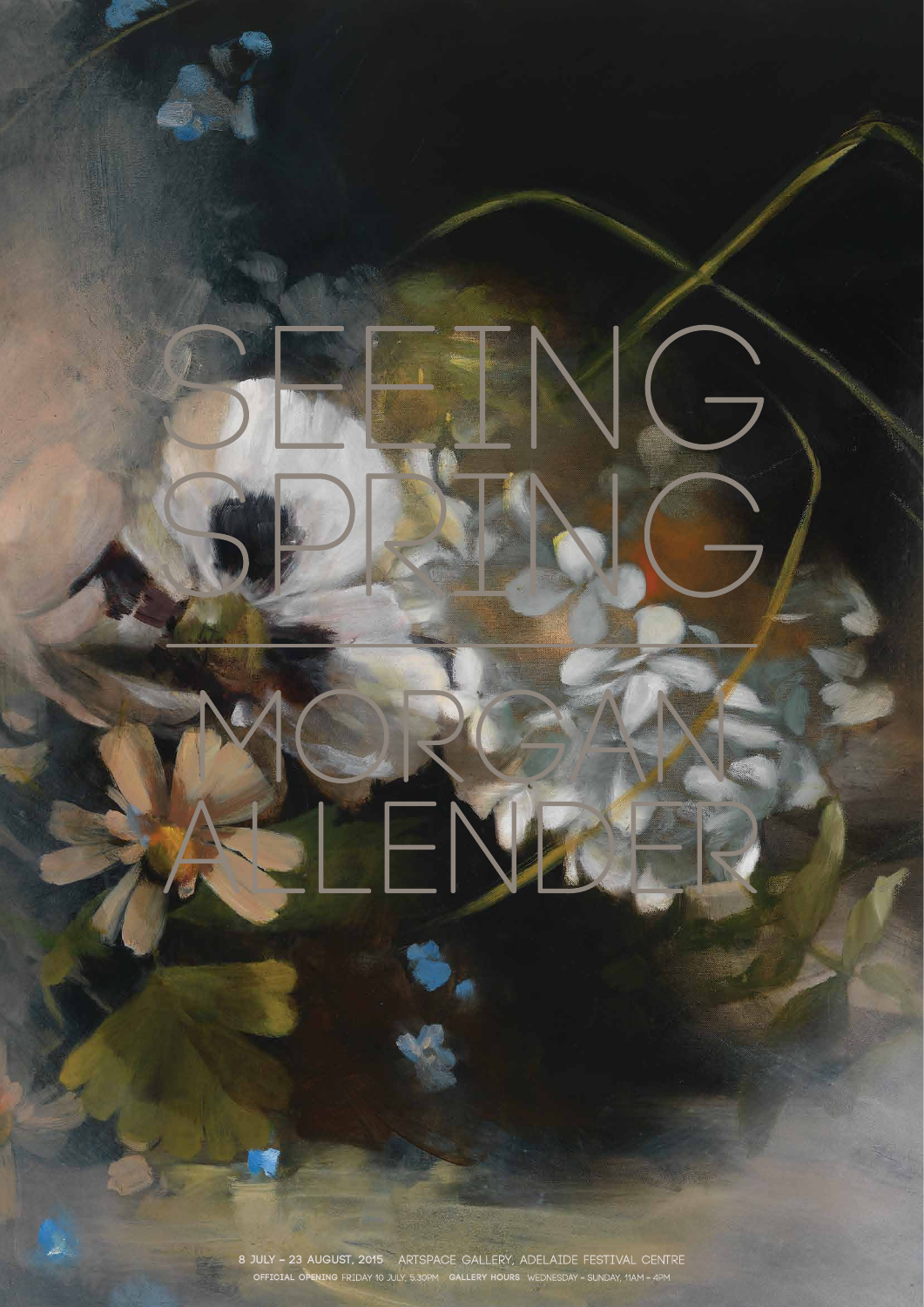# SEEING SPRING

---

# MORGAN ALLENDER

**8 JULY – 23 AUGUST, 2015** ARTSPACE GALLERY, ADELAIDE FESTIVAL CENTRE

**OFFICIAL OPENING** FRIDAY 10 JULY, 5.30PM **GALLERY HOURS** WEDNESDAY – SUNDAY, 11AM – 4PM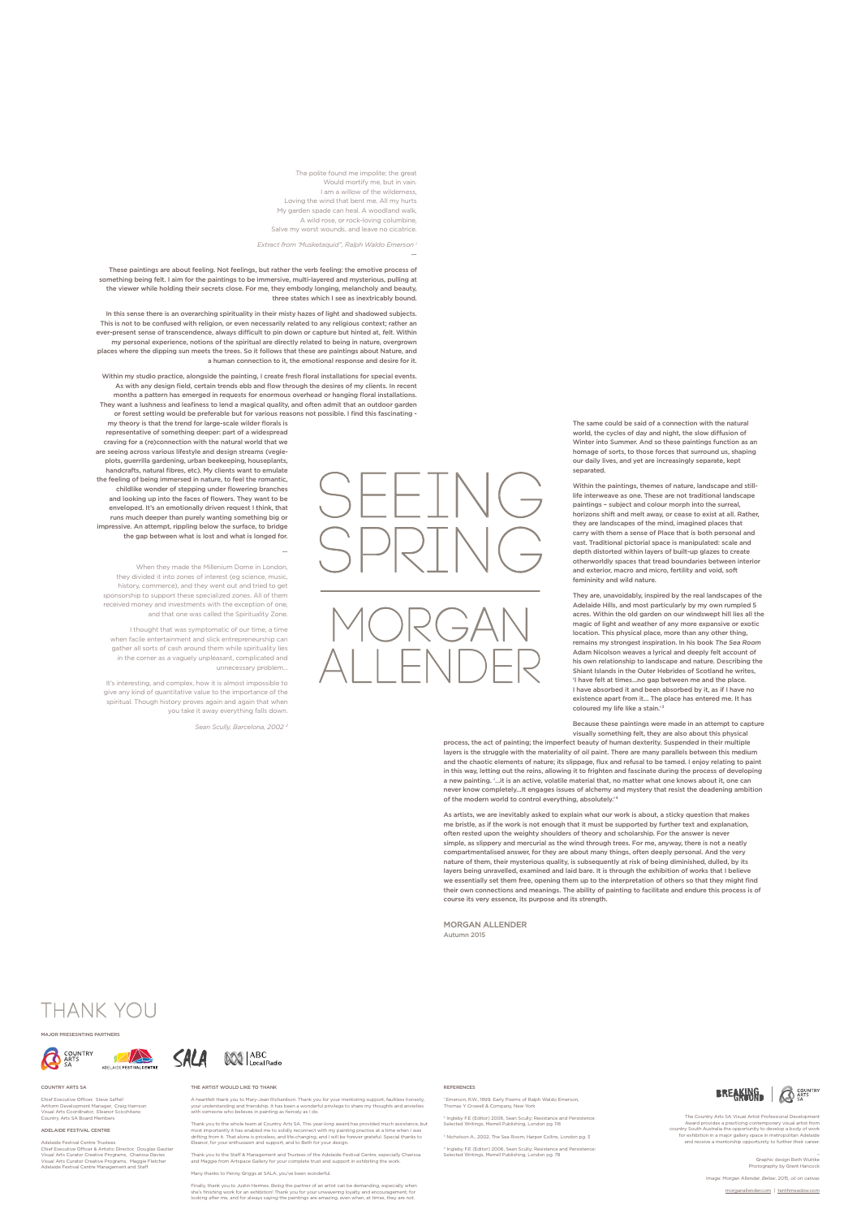The polite found me impolite; the great
Would mortify me, but in vain.
I am a willow of the wilderness,
Loving the wind that bent me. All my hurts
My garden spade can heal. A woodland walk,
A wild rose, or rock-loving columbine,
Salve my worst wounds, and leave no cicatrice.

*Extract from 'Musketaquid", Ralph Waldo Emerson [1]*

—

These paintings are about feeling. Not feelings, but rather the verb feeling: the emotive process of something being felt. I aim for the paintings to be immersive, multi-layered and mysterious, pulling at the viewer while holding their secrets close. For me, they embody longing, melancholy and beauty, three states which I see as inextricably bound.

In this sense there is an overarching spirituality in their misty hazes of light and shadowed subjects. This is not to be confused with religion, or even necessarily related to any religious context; rather an ever-present sense of transcendence, always difficult to pin down or capture but hinted at, *felt*. Within my personal experience, notions of the spiritual are directly related to being in nature, overgrown places where the dipping sun meets the trees. So it follows that these are paintings about Nature, and a human connection to it, the emotional response and desire for it.

Within my studio practice, alongside the painting, I create fresh floral installations for special events. As with any design field, certain trends ebb and flow through the desires of my clients. In recent months a pattern has emerged in requests for enormous overhead or hanging floral installations. They want a lushness and leafiness to lend a magical quality, and often admit that an outdoor garden or forest setting would be preferable but for various reasons not possible. I find this fascinating - my theory is that the trend for large-scale wilder florals is representative of something deeper: part of a widespread craving for a (re)connection with the natural world that we are seeing across various lifestyle and design streams (vegie-plots, guerrilla gardening, urban beekeeping, houseplants, handcrafts, natural fibres, etc). My clients want to emulate the feeling of being immersed in nature, to feel the romantic, childlike wonder of stepping under flowering branches and looking up into the faces of flowers. They want to be enveloped. It's an emotionally driven request I think, that runs much deeper than purely wanting something big or impressive. An attempt, rippling below the surface, to bridge the gap between what is lost and what is longed for.

—

When they made the Millenium Dome in London, they divided it into zones of interest (eg science, music, history, commerce), and they went out and tried to get sponsorship to support these specialized zones. All of them received money and investments with the exception of one, and that one was called the Spirituality Zone.

I thought that was symptomatic of our time, a time when facile entertainment and slick entrepreneurship can gather all sorts of cash around them while spirituality lies in the corner as a vaguely unpleasant, complicated and unnecessary problem...

It's interesting, and complex, how it is almost impossible to give any kind of quantitative value to the importance of the spiritual. Though history proves again and again that when you take it away everything falls down.

*Sean Scully, Barcelona, 2002 [2]*

# SEEING SPRING

# MORGAN ALLENDER

The same could be said of a connection with the natural world, the cycles of day and night, the slow diffusion of Winter into Summer. And so these paintings function as an homage of sorts, to those forces that surround us, shaping our daily lives, and yet are increasingly separate, kept separated.

Within the paintings, themes of nature, landscape and still-life interweave as one. These are not traditional landscape paintings – subject and colour morph into the surreal, horizons shift and melt away, or cease to exist at all. Rather, they are landscapes of the mind, imagined places that carry with them a sense of Place that is both personal and vast. Traditional pictorial space is manipulated: scale and depth distorted within layers of built-up glazes to create otherworldly spaces that tread boundaries between interior and exterior, macro and micro, fertility and void, soft femininity and wild nature.

They are, unavoidably, inspired by the real landscapes of the Adelaide Hills, and most particularly by my own rumpled 5 acres. Within the old garden on our windswept hill lies all the magic of light and weather of any more expansive or exotic location. This physical place, more than any other thing, remains my strongest inspiration. In his book *The Sea Room* Adam Nicolson weaves a lyrical and deeply felt account of his own relationship to landscape and nature. Describing the Shiant Islands in the Outer Hebrides of Scotland he writes, 'I have felt at times...no gap between me and the place. I have absorbed it and been absorbed by it, as if I have no existence apart from it... The place has entered me. It has coloured my life like a stain.' [3]

Because these paintings were made in an attempt to capture visually something felt, they are also about this physical process, the act of painting; the imperfect beauty of human dexterity. Suspended in their multiple layers is the struggle with the materiality of oil paint. There are many parallels between this medium and the chaotic elements of nature; its slippage, flux and refusal to be tamed. I enjoy relating to paint in this way, letting out the reins, allowing it to frighten and fascinate during the process of developing a new painting. '...it is an active, volatile material that, no matter what one knows about it, one can never know completely...It engages issues of alchemy and mystery that resist the deadening ambition of the modern world to control everything, absolutely.' [4]

As artists, we are inevitably asked to explain what our work is about, a sticky question that makes me bristle, as if the work is not enough that it must be supported by further text and explanation, often rested upon the weighty shoulders of theory and scholarship. For the answer is never simple, as slippery and mercurial as the wind through trees. For there is, anyway, there is not a neatly compartmentalised answer, for they are about many things, often deeply personal. And the very nature of them, their mysterious quality, is subsequently at risk of being diminished, dulled, by its layers being unravelled, examined and laid bare. It is through the exhibition of works that I believe we essentially set them free, opening them up to the interpretation of others so that they might find their own connections and meanings. The ability of painting to facilitate and endure this process is of course its very essence, its purpose and its strength.

**MORGAN ALLENDER**
Autumn 2015

# THANK YOU

MAJOR PRESESNTING PARTNERS

COUNTRY ARTS SA

Chief Executive Officer, Steve Saffell
Artform Development Manager, Craig Harrison
Visual Arts Coordinator, Eleanor Scicchitano
Country Arts SA Board Members

ADELAIDE FESTIVAL CENTRE

Adelaide Festival Centre Trustees
Chief Executive Officer & Artistic Director, Douglas Gautier
Visual Arts Curator Creative Programs, Charissa Davies
Visual Arts Curator Creative Programs, Maggie Fletcher
Adelaide Festival Centre Management and Staff

THE ARTIST WOULD LIKE TO THANK

A heartfelt thank you to Mary-Jean Richardson. Thank you for your mentoring support, faultless honesty, your understanding and friendship. It has been a wonderful privilege to share my thoughts and anxieties with someone who believes in painting as fiercely as I do.

Thank you to the whole team at Country Arts SA. This year-long award has provided much assistance, but most importantly it has enabled me to solidly reconnect with my painting practise at a time when I was drifting from it. That alone is priceless, and life-changing, and I will be forever grateful. Special thanks to Eleanor, for your enthusiasm and support, and to Beth for your design.

Thank you to the Staff & Management and Trustees of the Adelaide Festival Centre, especially Charissa and Maggie from Artspace Gallery for your complete trust and support in exhibiting the work.

Many thanks to Penny Griggs at SALA, you've been wonderful.

Finally, thank you to Justin Hermes. Being the partner of an artist can be demanding, especially when she's finishing work for an exhibition! Thank you for your unwavering loyalty and encouragement, for looking after me, and for always saying the paintings are amazing, even when, at times, they are not.

REFERENCES

[1] Emerson, R.W., 1899, Early Poems of Ralph Waldo Emerson, Thomas Y Crowell & Company, New York

[2] Ingleby F.E (Editor) 2006, Sean Scully; Resistance and Persistence: Selected Writings, Merrell Publishing, London pg. 116

[3] Nicholson A., 2002, The Sea Room, Harper Collins, London pg. 3

[4] Ingleby F.E (Editor) 2006, Sean Scully; Resistance and Persistence: Selected Writings, Merrell Publishing, London pg. 78

The Country Arts SA Visual Artist Professional Development Award provides a practicing contemporary visual artist from country South Australia the opportunity to develop a body of work for exhibition in a major gallery space in metropolitan Adelaide and receive a mentorship opportunity to further their career.

—

Graphic design Beth Wuttke
Photography by Grant Hancock

Image: Morgan Allender, *Below*, 2015, oil on canvas

morganallender.com | tenthmeadow.com